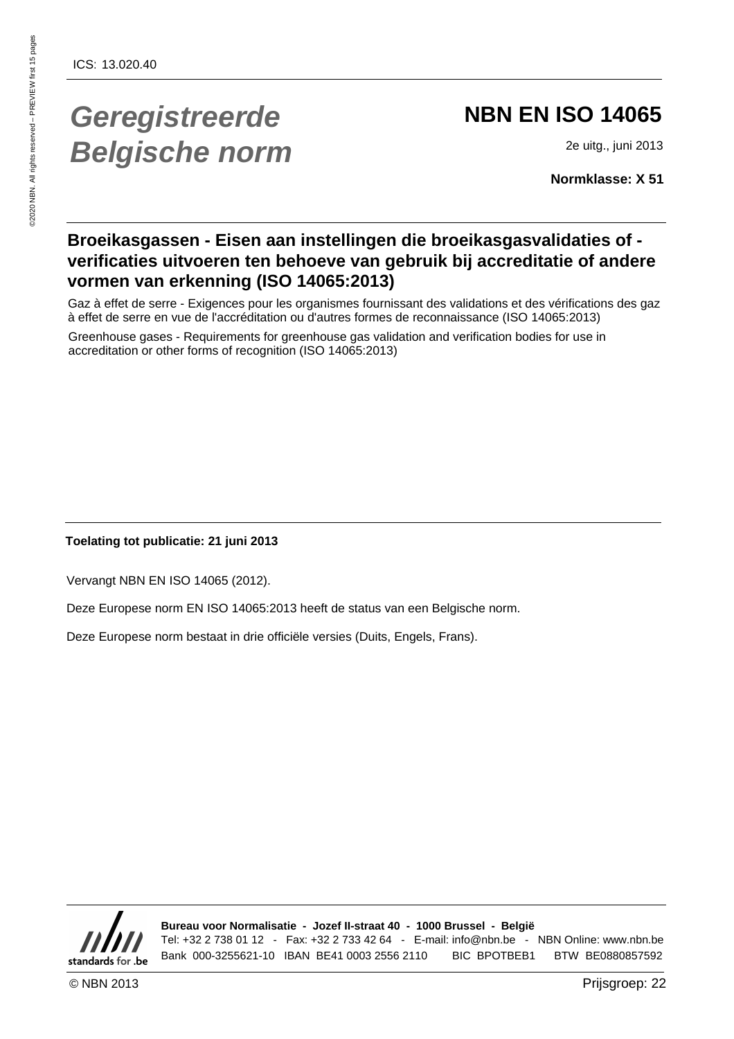ICS: 13.020.40

# *Geregistreerde Belgische norm*

# NBN EN ISO 14065

2e uitg., juni 2013

**Normklasse: X 51**

## Broeikasgassen - Eisen aan instellingen die broeikasgasvalidaties of -verificaties uitvoeren ten behoeve van gebruik bij accreditatie of andere vormen van erkenning (ISO 14065:2013)

Gaz à effet de serre - Exigences pour les organismes fournissant des validations et des vérifications des gaz à effet de serre en vue de l'accréditation ou d'autres formes de reconnaissance (ISO 14065:2013)

Greenhouse gases - Requirements for greenhouse gas validation and verification bodies for use in accreditation or other forms of recognition (ISO 14065:2013)

**Toelating tot publicatie: 21 juni 2013**

Vervangt NBN EN ISO 14065 (2012).

Deze Europese norm EN ISO 14065:2013 heeft de status van een Belgische norm.

Deze Europese norm bestaat in drie officiële versies (Duits, Engels, Frans).

standards for .be

**Bureau voor Normalisatie - Jozef II-straat 40 - 1000 Brussel - België**
Tel: +32 2 738 01 12 - Fax: +32 2 733 42 64 - E-mail: info@nbn.be - NBN Online: www.nbn.be
Bank 000-3255621-10 IBAN BE41 0003 2556 2110 BIC BPOTBEB1 BTW BE0880857592

© NBN 2013

Prijsgroep: 22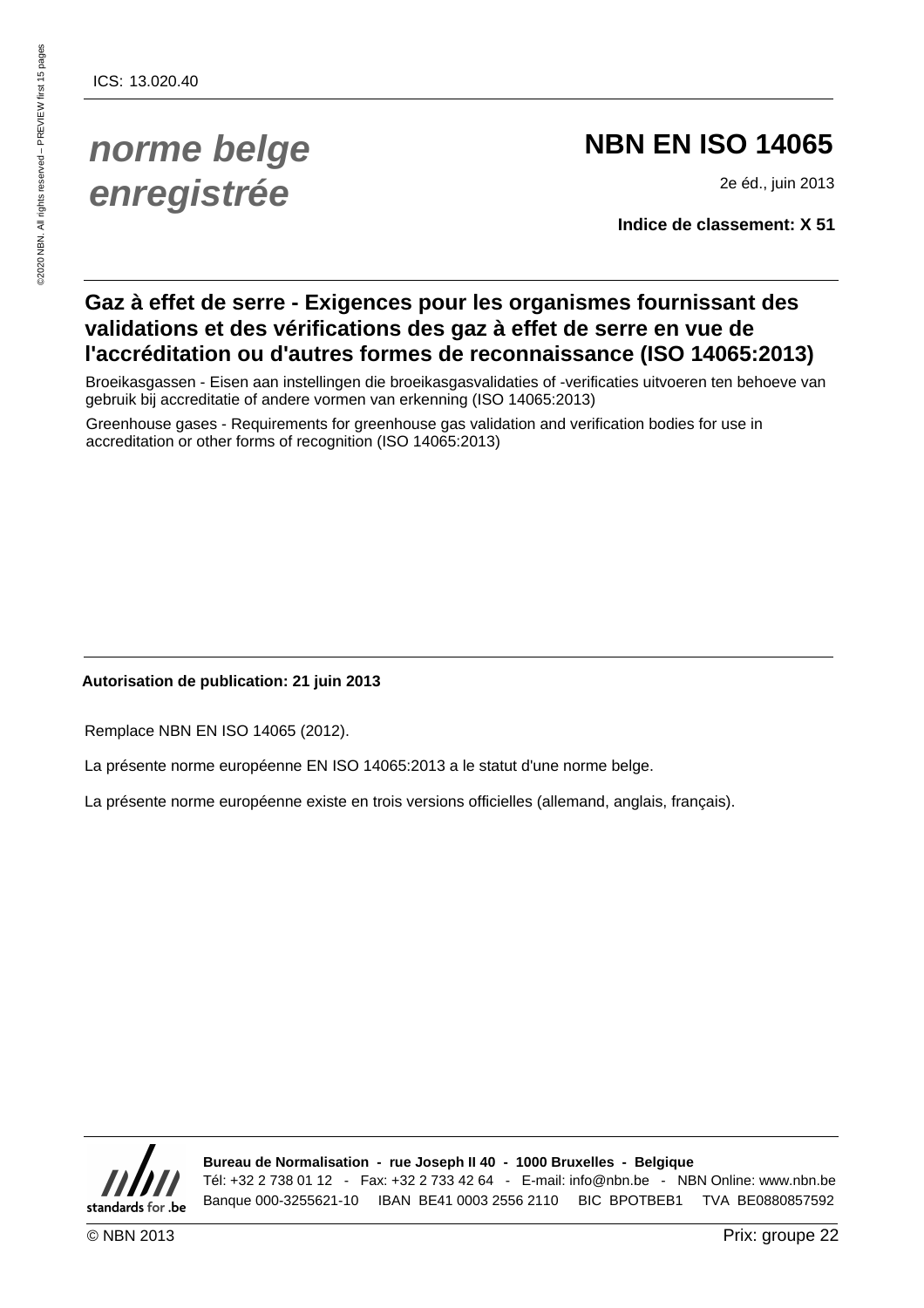ICS: 13.020.40

*norme belge enregistrée*

# NBN EN ISO 14065

2e éd., juin 2013

**Indice de classement: X 51**

## Gaz à effet de serre - Exigences pour les organismes fournissant des validations et des vérifications des gaz à effet de serre en vue de l'accréditation ou d'autres formes de reconnaissance (ISO 14065:2013)

Broeikasgassen - Eisen aan instellingen die broeikasgasvalidaties of -verificaties uitvoeren ten behoeve van gebruik bij accreditatie of andere vormen van erkenning (ISO 14065:2013)

Greenhouse gases - Requirements for greenhouse gas validation and verification bodies for use in accreditation or other forms of recognition (ISO 14065:2013)

**Autorisation de publication: 21 juin 2013**

Remplace NBN EN ISO 14065 (2012).

La présente norme européenne EN ISO 14065:2013 a le statut d'une norme belge.

La présente norme européenne existe en trois versions officielles (allemand, anglais, français).

**Bureau de Normalisation - rue Joseph II 40 - 1000 Bruxelles - Belgique**
Tél: +32 2 738 01 12 - Fax: +32 2 733 42 64 - E-mail: info@nbn.be - NBN Online: www.nbn.be
Banque 000-3255621-10 IBAN BE41 0003 2556 2110 BIC BPOTBEB1 TVA BE0880857592

© NBN 2013

Prix: groupe 22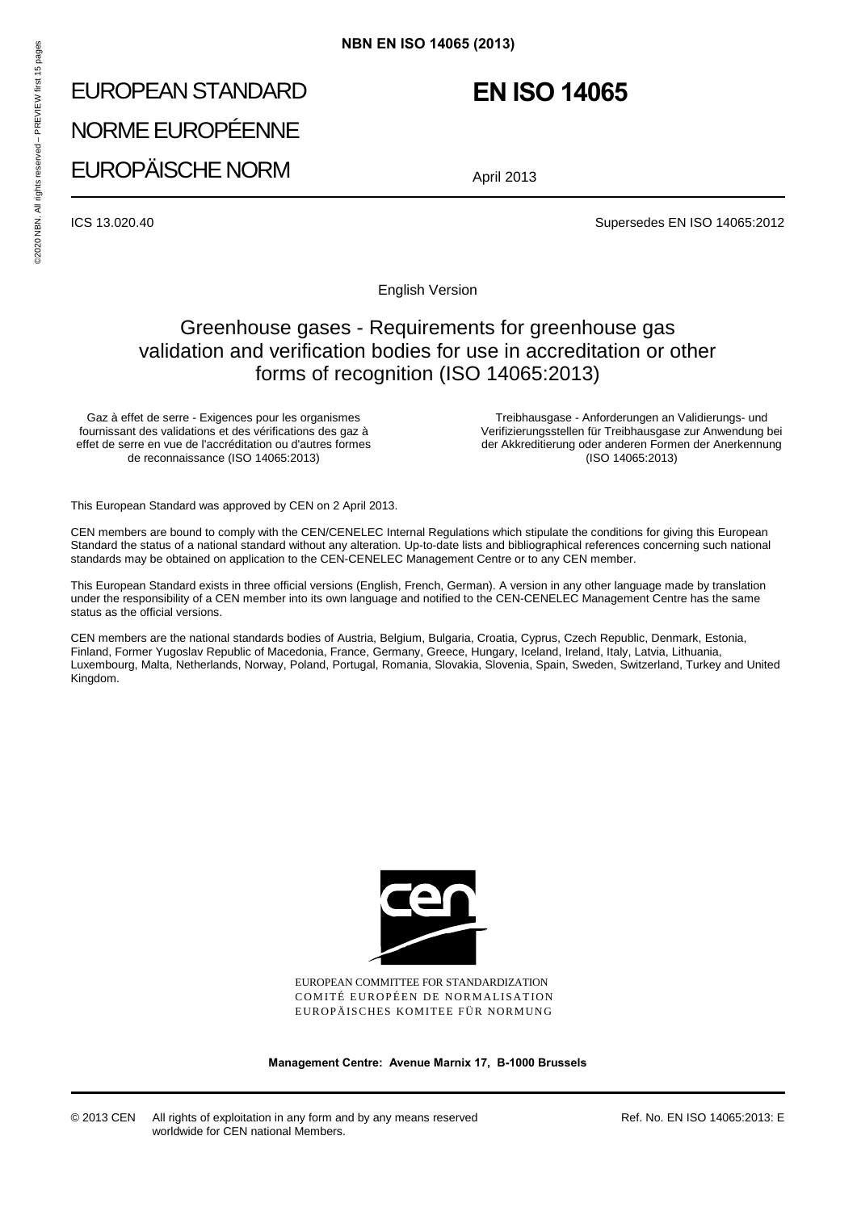# EUROPEAN STANDARD

# NORME EUROPÉENNE

# EUROPÄISCHE NORM

# EN ISO 14065

April 2013

ICS 13.020.40

Supersedes EN ISO 14065:2012

English Version

## Greenhouse gases - Requirements for greenhouse gas validation and verification bodies for use in accreditation or other forms of recognition (ISO 14065:2013)

Gaz à effet de serre - Exigences pour les organismes fournissant des validations et des vérifications des gaz à effet de serre en vue de l'accréditation ou d'autres formes de reconnaissance (ISO 14065:2013)

Treibhausgase - Anforderungen an Validierungs- und Verifizierungsstellen für Treibhausgase zur Anwendung bei der Akkreditierung oder anderen Formen der Anerkennung (ISO 14065:2013)

This European Standard was approved by CEN on 2 April 2013.

CEN members are bound to comply with the CEN/CENELEC Internal Regulations which stipulate the conditions for giving this European Standard the status of a national standard without any alteration. Up-to-date lists and bibliographical references concerning such national standards may be obtained on application to the CEN-CENELEC Management Centre or to any CEN member.

This European Standard exists in three official versions (English, French, German). A version in any other language made by translation under the responsibility of a CEN member into its own language and notified to the CEN-CENELEC Management Centre has the same status as the official versions.

CEN members are the national standards bodies of Austria, Belgium, Bulgaria, Croatia, Cyprus, Czech Republic, Denmark, Estonia, Finland, Former Yugoslav Republic of Macedonia, France, Germany, Greece, Hungary, Iceland, Ireland, Italy, Latvia, Lithuania, Luxembourg, Malta, Netherlands, Norway, Poland, Portugal, Romania, Slovakia, Slovenia, Spain, Sweden, Switzerland, Turkey and United Kingdom.

EUROPEAN COMMITTEE FOR STANDARDIZATION
COMITÉ EUROPÉEN DE NORMALISATION
EUROPÄISCHES KOMITEE FÜR NORMUNG

**Management Centre: Avenue Marnix 17, B-1000 Brussels**

© 2013 CEN All rights of exploitation in any form and by any means reserved worldwide for CEN national Members.

Ref. No. EN ISO 14065:2013: E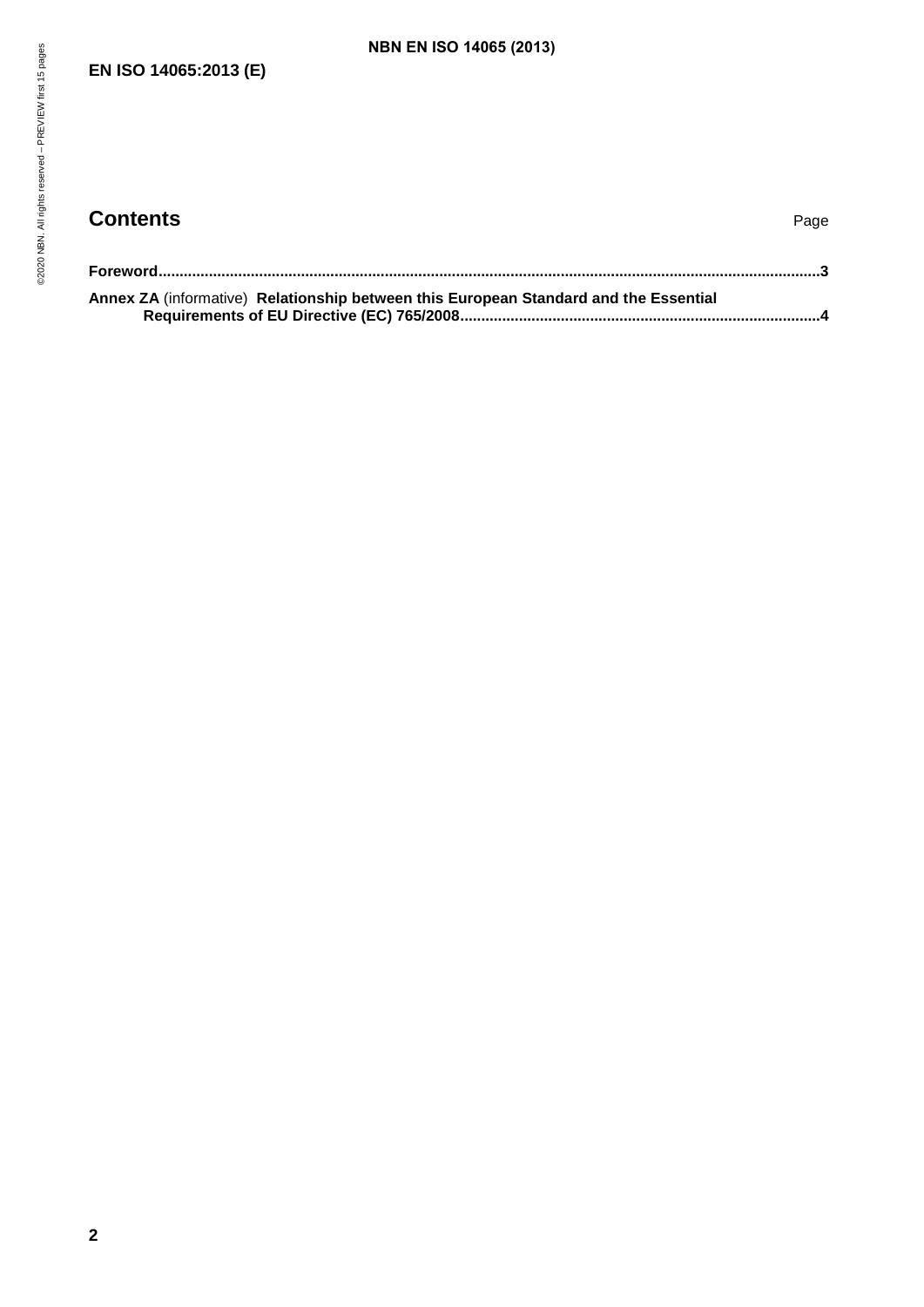## Contents

Page

**Foreword**...3

**Annex ZA** (informative) **Relationship between this European Standard and the Essential Requirements of EU Directive (EC) 765/2008**...4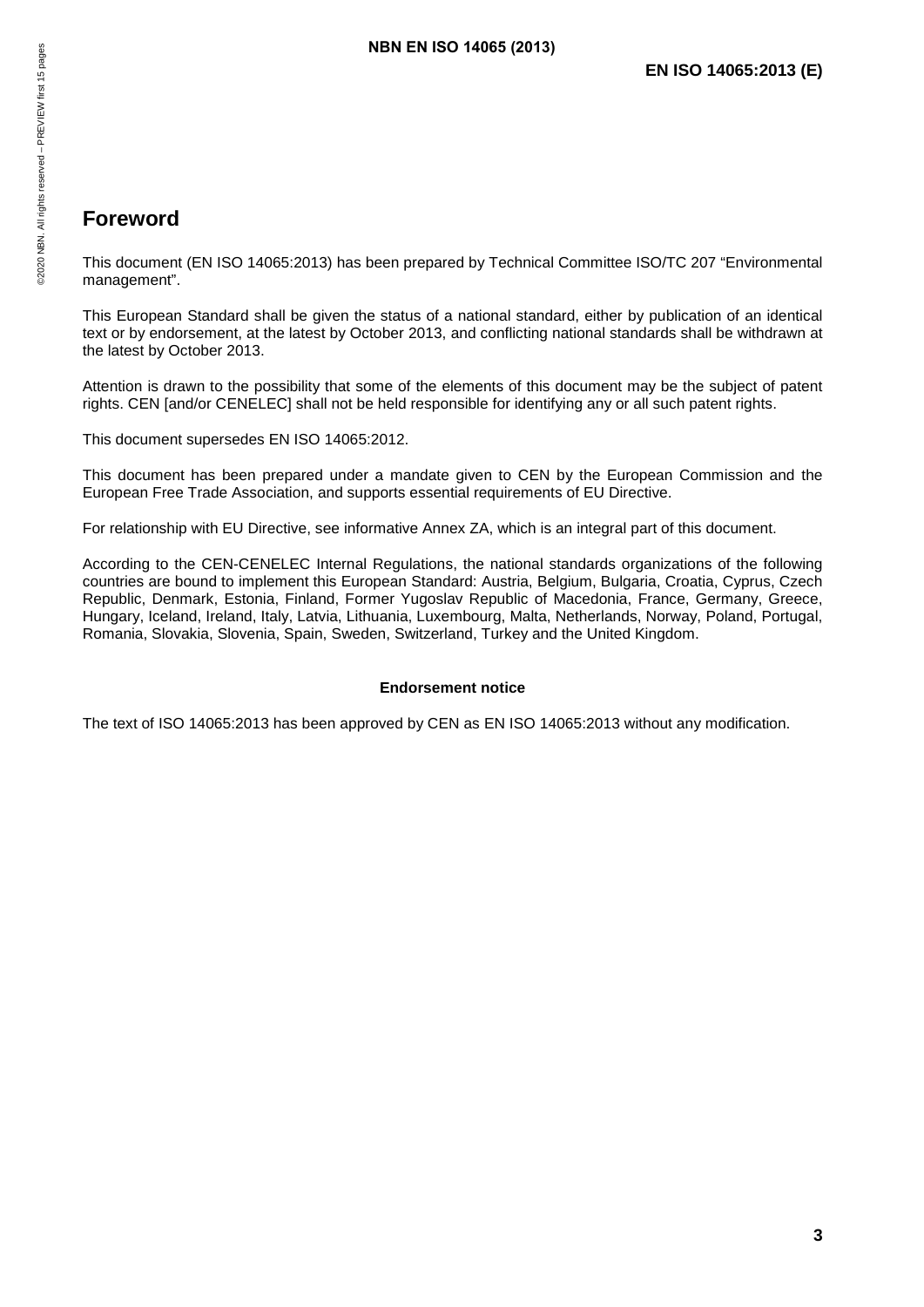# Foreword

This document (EN ISO 14065:2013) has been prepared by Technical Committee ISO/TC 207 "Environmental management".

This European Standard shall be given the status of a national standard, either by publication of an identical text or by endorsement, at the latest by October 2013, and conflicting national standards shall be withdrawn at the latest by October 2013.

Attention is drawn to the possibility that some of the elements of this document may be the subject of patent rights. CEN [and/or CENELEC] shall not be held responsible for identifying any or all such patent rights.

This document supersedes EN ISO 14065:2012.

This document has been prepared under a mandate given to CEN by the European Commission and the European Free Trade Association, and supports essential requirements of EU Directive.

For relationship with EU Directive, see informative Annex ZA, which is an integral part of this document.

According to the CEN-CENELEC Internal Regulations, the national standards organizations of the following countries are bound to implement this European Standard: Austria, Belgium, Bulgaria, Croatia, Cyprus, Czech Republic, Denmark, Estonia, Finland, Former Yugoslav Republic of Macedonia, France, Germany, Greece, Hungary, Iceland, Ireland, Italy, Latvia, Lithuania, Luxembourg, Malta, Netherlands, Norway, Poland, Portugal, Romania, Slovakia, Slovenia, Spain, Sweden, Switzerland, Turkey and the United Kingdom.

**Endorsement notice**

The text of ISO 14065:2013 has been approved by CEN as EN ISO 14065:2013 without any modification.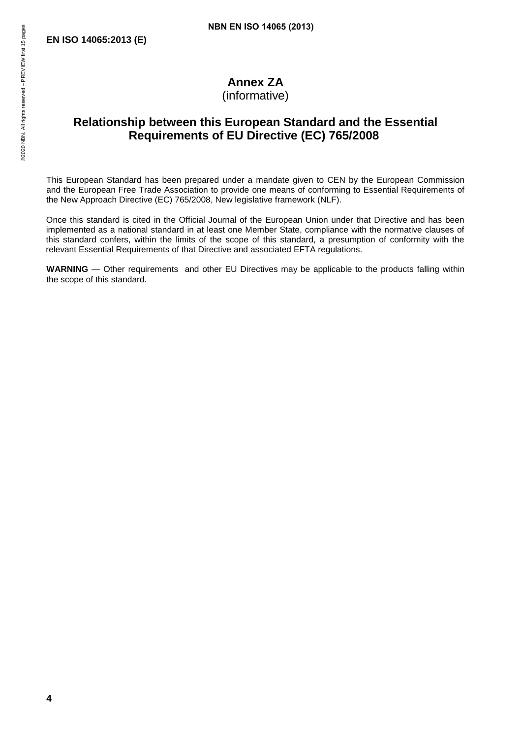# Annex ZA
(informative)

## Relationship between this European Standard and the Essential Requirements of EU Directive (EC) 765/2008

This European Standard has been prepared under a mandate given to CEN by the European Commission and the European Free Trade Association to provide one means of conforming to Essential Requirements of the New Approach Directive (EC) 765/2008, New legislative framework (NLF).

Once this standard is cited in the Official Journal of the European Union under that Directive and has been implemented as a national standard in at least one Member State, compliance with the normative clauses of this standard confers, within the limits of the scope of this standard, a presumption of conformity with the relevant Essential Requirements of that Directive and associated EFTA regulations.

**WARNING** — Other requirements and other EU Directives may be applicable to the products falling within the scope of this standard.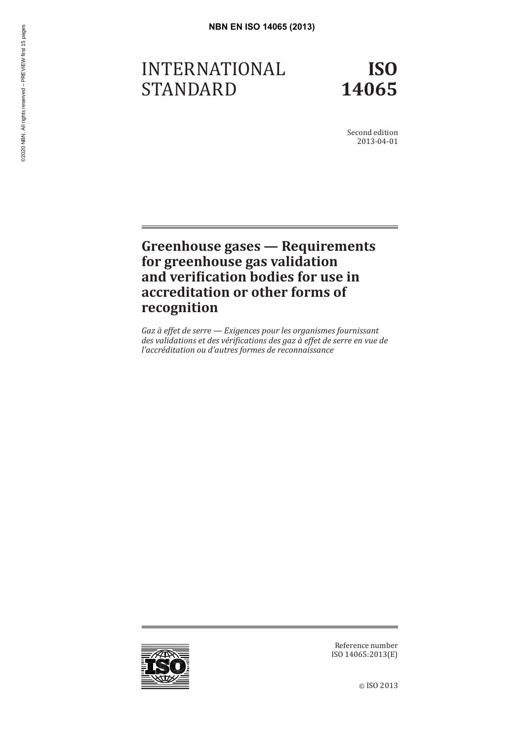# INTERNATIONAL STANDARD

# ISO 14065

Second edition
2013-04-01

## Greenhouse gases — Requirements for greenhouse gas validation and verification bodies for use in accreditation or other forms of recognition

*Gaz à effet de serre — Exigences pour les organismes fournissant des validations et des vérifications des gaz à effet de serre en vue de l'accréditation ou d'autres formes de reconnaissance*

Reference number
ISO 14065:2013(E)

© ISO 2013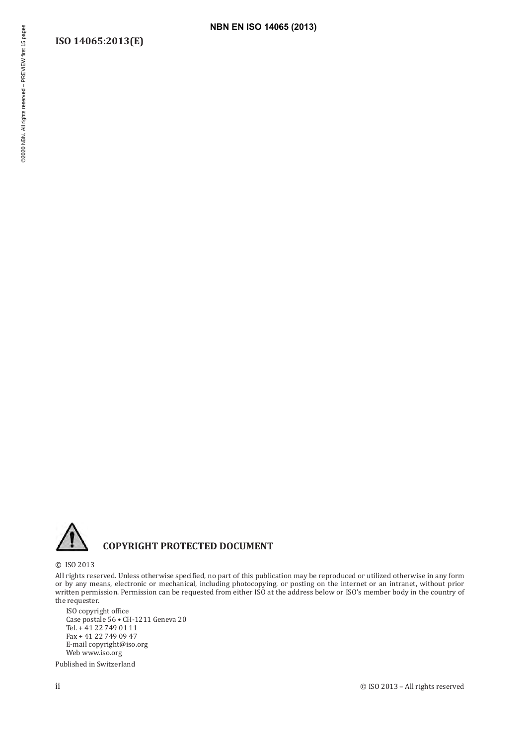**COPYRIGHT PROTECTED DOCUMENT**

© ISO 2013

All rights reserved. Unless otherwise specified, no part of this publication may be reproduced or utilized otherwise in any form or by any means, electronic or mechanical, including photocopying, or posting on the internet or an intranet, without prior written permission. Permission can be requested from either ISO at the address below or ISO's member body in the country of the requester.

ISO copyright office
Case postale 56 • CH-1211 Geneva 20
Tel. + 41 22 749 01 11
Fax + 41 22 749 09 47
E-mail copyright@iso.org
Web www.iso.org

Published in Switzerland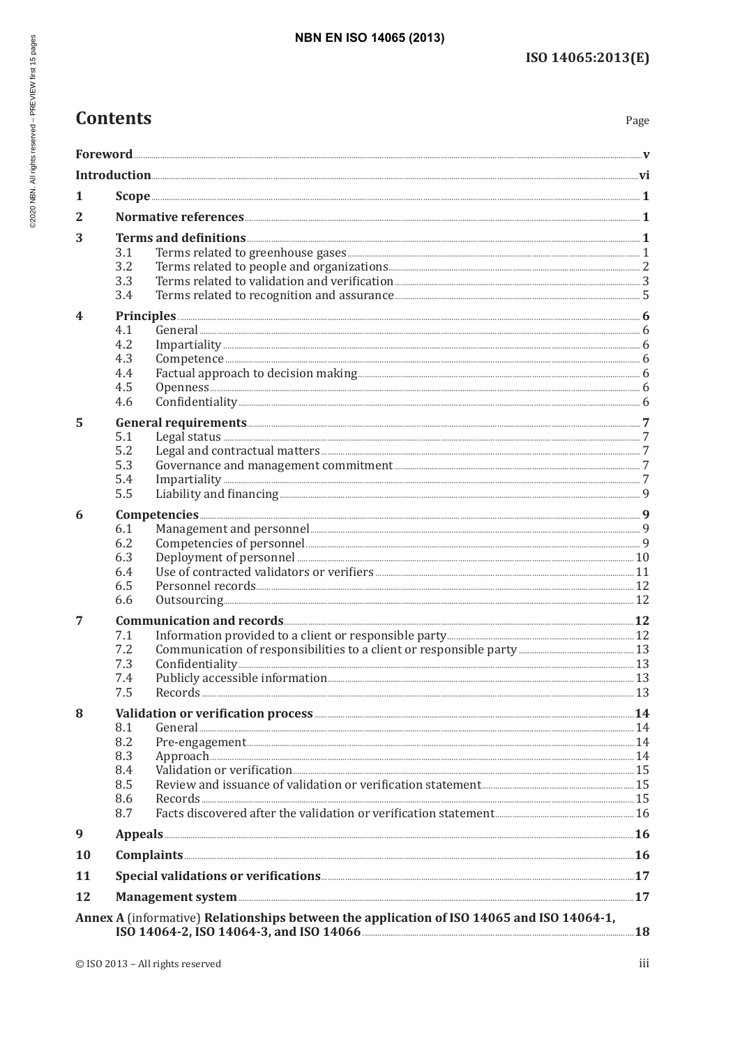# Contents

| | | Page |
|---|---|---|
| **Foreword** | | **v** |
| **Introduction** | | **vi** |
| **1** | **Scope** | **1** |
| **2** | **Normative references** | **1** |
| **3** | **Terms and definitions** | **1** |
| | 3.1 Terms related to greenhouse gases | 1 |
| | 3.2 Terms related to people and organizations | 2 |
| | 3.3 Terms related to validation and verification | 3 |
| | 3.4 Terms related to recognition and assurance | 5 |
| **4** | **Principles** | **6** |
| | 4.1 General | 6 |
| | 4.2 Impartiality | 6 |
| | 4.3 Competence | 6 |
| | 4.4 Factual approach to decision making | 6 |
| | 4.5 Openness | 6 |
| | 4.6 Confidentiality | 6 |
| **5** | **General requirements** | **7** |
| | 5.1 Legal status | 7 |
| | 5.2 Legal and contractual matters | 7 |
| | 5.3 Governance and management commitment | 7 |
| | 5.4 Impartiality | 7 |
| | 5.5 Liability and financing | 9 |
| **6** | **Competencies** | **9** |
| | 6.1 Management and personnel | 9 |
| | 6.2 Competencies of personnel | 9 |
| | 6.3 Deployment of personnel | 10 |
| | 6.4 Use of contracted validators or verifiers | 11 |
| | 6.5 Personnel records | 12 |
| | 6.6 Outsourcing | 12 |
| **7** | **Communication and records** | **12** |
| | 7.1 Information provided to a client or responsible party | 12 |
| | 7.2 Communication of responsibilities to a client or responsible party | 13 |
| | 7.3 Confidentiality | 13 |
| | 7.4 Publicly accessible information | 13 |
| | 7.5 Records | 13 |
| **8** | **Validation or verification process** | **14** |
| | 8.1 General | 14 |
| | 8.2 Pre-engagement | 14 |
| | 8.3 Approach | 14 |
| | 8.4 Validation or verification | 15 |
| | 8.5 Review and issuance of validation or verification statement | 15 |
| | 8.6 Records | 15 |
| | 8.7 Facts discovered after the validation or verification statement | 16 |
| **9** | **Appeals** | **16** |
| **10** | **Complaints** | **16** |
| **11** | **Special validations or verifications** | **17** |
| **12** | **Management system** | **17** |
| **Annex A** (informative) **Relationships between the application of ISO 14065 and ISO 14064-1, ISO 14064-2, ISO 14064-3, and ISO 14066** | | **18** |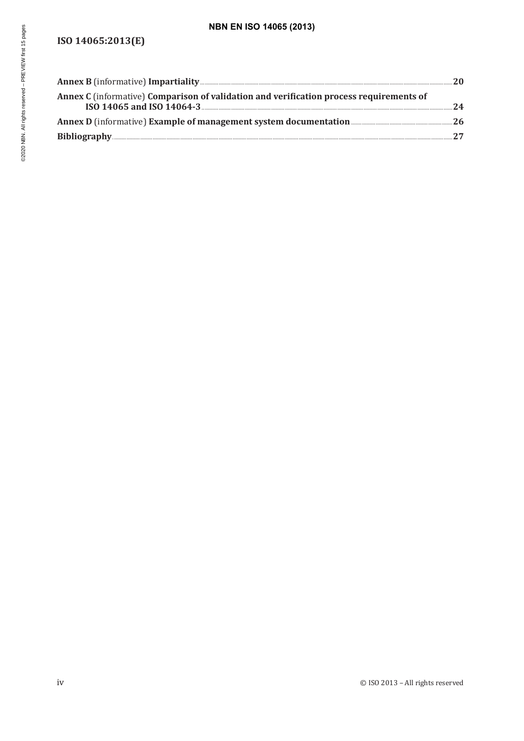**Annex B** (informative) **Impartiality** ..... 20

**Annex C** (informative) **Comparison of validation and verification process requirements of ISO 14065 and ISO 14064-3** ..... 24

**Annex D** (informative) **Example of management system documentation** ..... 26

**Bibliography** ..... 27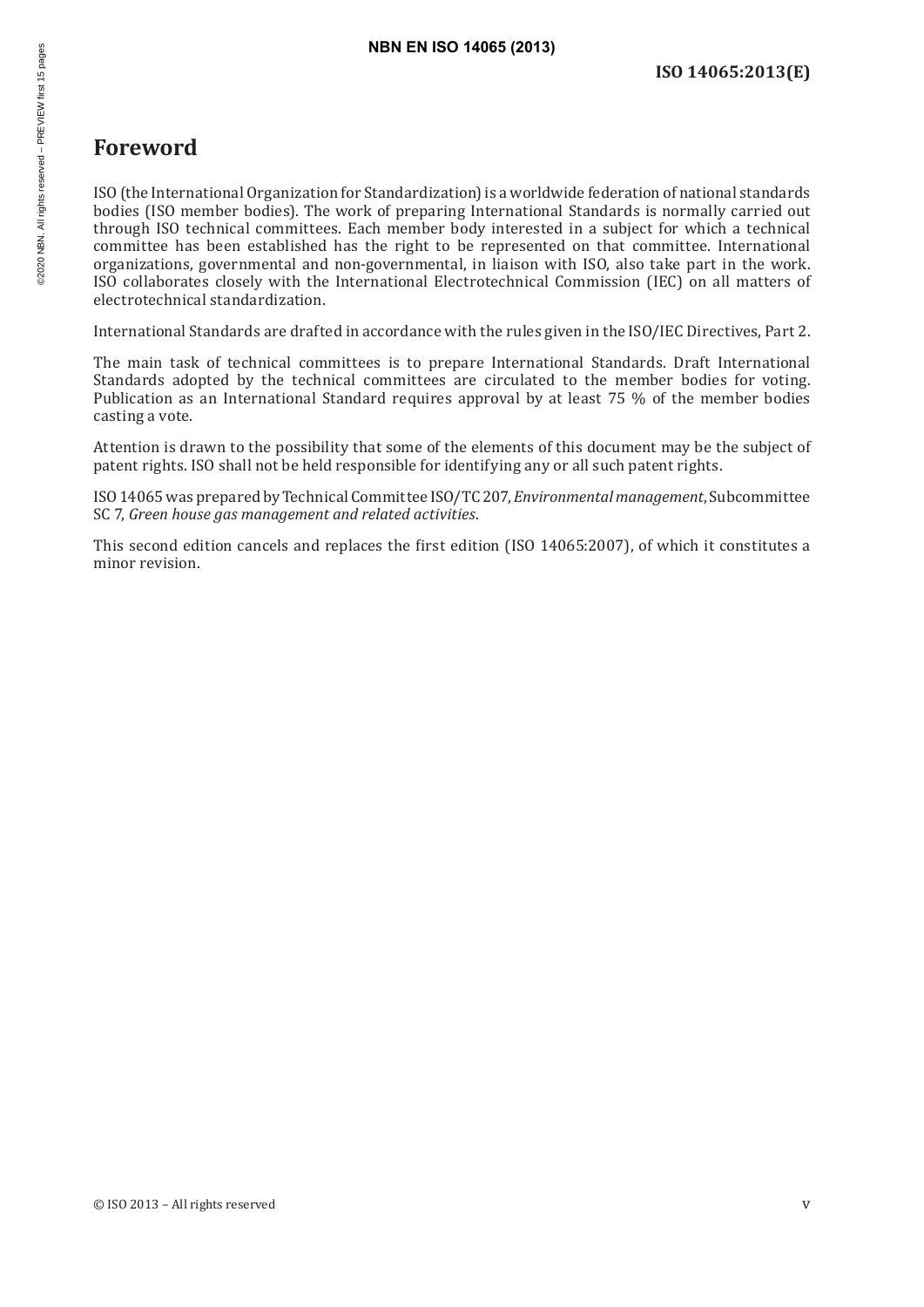# Foreword

ISO (the International Organization for Standardization) is a worldwide federation of national standards bodies (ISO member bodies). The work of preparing International Standards is normally carried out through ISO technical committees. Each member body interested in a subject for which a technical committee has been established has the right to be represented on that committee. International organizations, governmental and non-governmental, in liaison with ISO, also take part in the work. ISO collaborates closely with the International Electrotechnical Commission (IEC) on all matters of electrotechnical standardization.

International Standards are drafted in accordance with the rules given in the ISO/IEC Directives, Part 2.

The main task of technical committees is to prepare International Standards. Draft International Standards adopted by the technical committees are circulated to the member bodies for voting. Publication as an International Standard requires approval by at least 75 % of the member bodies casting a vote.

Attention is drawn to the possibility that some of the elements of this document may be the subject of patent rights. ISO shall not be held responsible for identifying any or all such patent rights.

ISO 14065 was prepared by Technical Committee ISO/TC 207, *Environmental management*, Subcommittee SC 7, *Green house gas management and related activities*.

This second edition cancels and replaces the first edition (ISO 14065:2007), of which it constitutes a minor revision.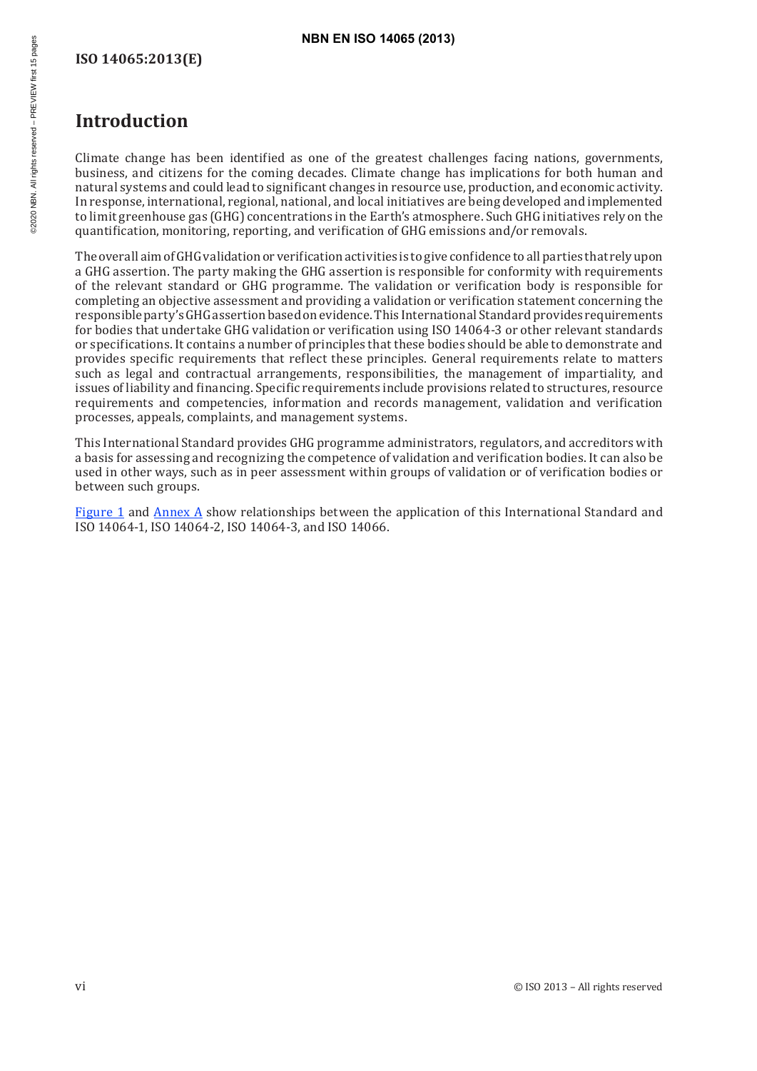# Introduction

Climate change has been identified as one of the greatest challenges facing nations, governments, business, and citizens for the coming decades. Climate change has implications for both human and natural systems and could lead to significant changes in resource use, production, and economic activity. In response, international, regional, national, and local initiatives are being developed and implemented to limit greenhouse gas (GHG) concentrations in the Earth's atmosphere. Such GHG initiatives rely on the quantification, monitoring, reporting, and verification of GHG emissions and/or removals.

The overall aim of GHG validation or verification activities is to give confidence to all parties that rely upon a GHG assertion. The party making the GHG assertion is responsible for conformity with requirements of the relevant standard or GHG programme. The validation or verification body is responsible for completing an objective assessment and providing a validation or verification statement concerning the responsible party's GHG assertion based on evidence. This International Standard provides requirements for bodies that undertake GHG validation or verification using ISO 14064-3 or other relevant standards or specifications. It contains a number of principles that these bodies should be able to demonstrate and provides specific requirements that reflect these principles. General requirements relate to matters such as legal and contractual arrangements, responsibilities, the management of impartiality, and issues of liability and financing. Specific requirements include provisions related to structures, resource requirements and competencies, information and records management, validation and verification processes, appeals, complaints, and management systems.

This International Standard provides GHG programme administrators, regulators, and accreditors with a basis for assessing and recognizing the competence of validation and verification bodies. It can also be used in other ways, such as in peer assessment within groups of validation or of verification bodies or between such groups.

Figure 1 and Annex A show relationships between the application of this International Standard and ISO 14064-1, ISO 14064-2, ISO 14064-3, and ISO 14066.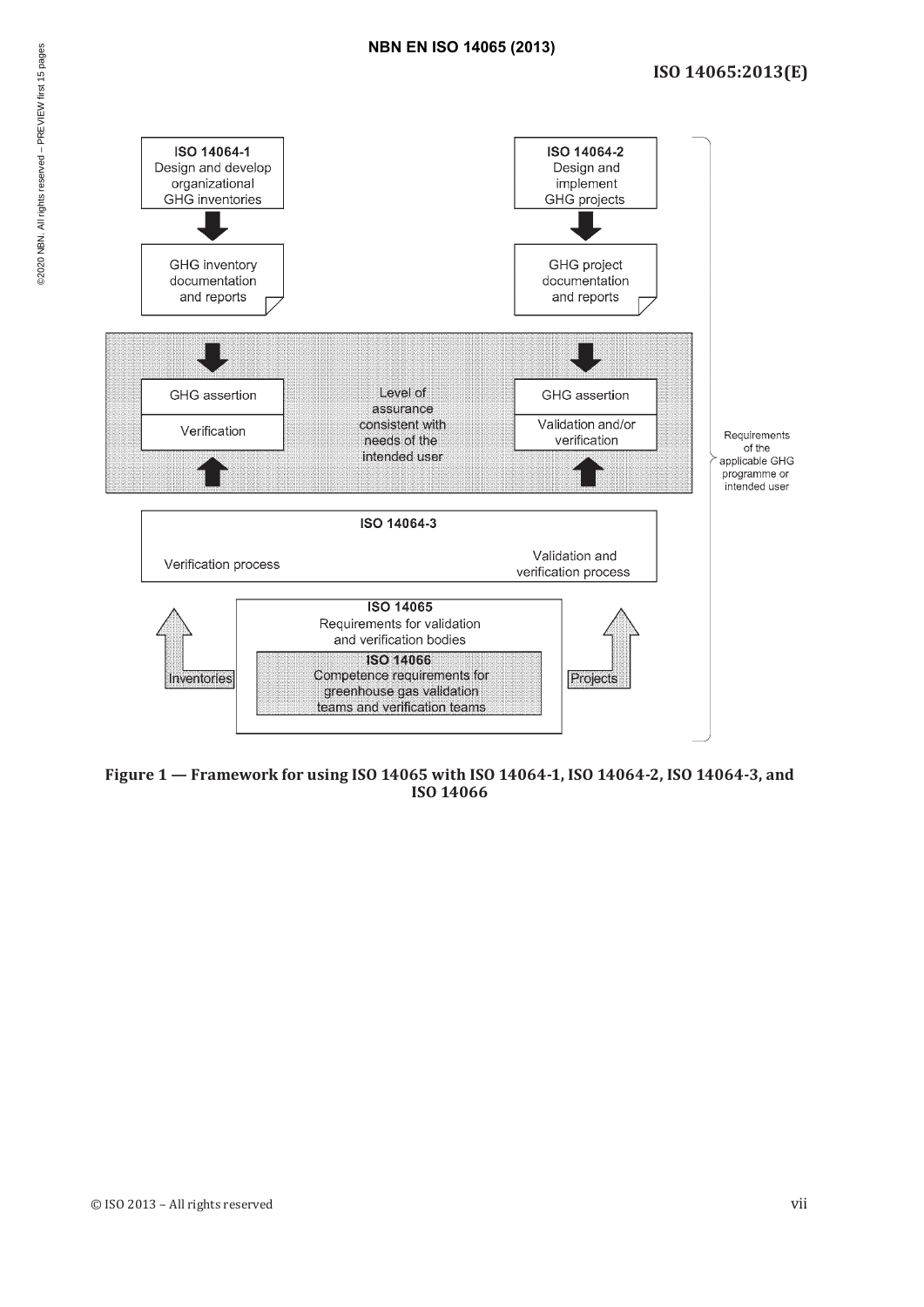ISO 14064-1
Design and develop organizational GHG inventories

GHG inventory documentation and reports

GHG assertion

Verification

ISO 14064-2
Design and implement GHG projects

GHG project documentation and reports

GHG assertion

Validation and/or verification

Level of assurance consistent with needs of the intended user

Requirements of the applicable GHG programme or intended user

ISO 14064-3

Verification process

Validation and verification process

ISO 14065
Requirements for validation and verification bodies

ISO 14066
Competence requirements for greenhouse gas validation teams and verification teams

Inventories

Projects

**Figure 1 — Framework for using ISO 14065 with ISO 14064-1, ISO 14064-2, ISO 14064-3, and ISO 14066**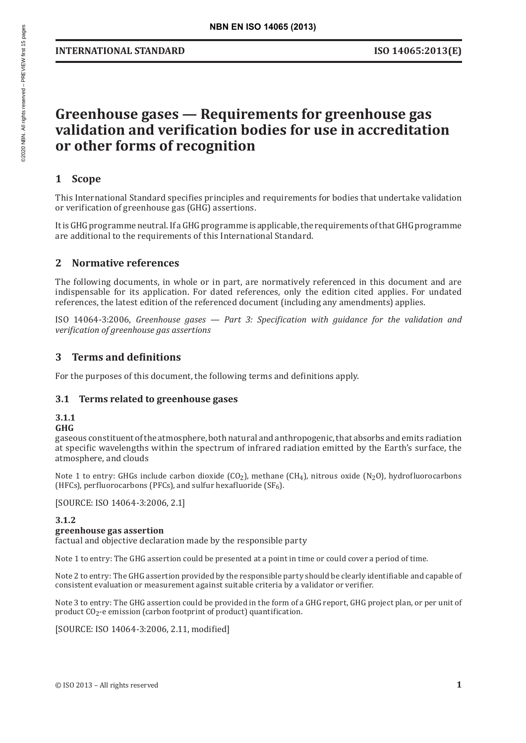# Greenhouse gases — Requirements for greenhouse gas validation and verification bodies for use in accreditation or other forms of recognition

## 1 Scope

This International Standard specifies principles and requirements for bodies that undertake validation or verification of greenhouse gas (GHG) assertions.

It is GHG programme neutral. If a GHG programme is applicable, the requirements of that GHG programme are additional to the requirements of this International Standard.

## 2 Normative references

The following documents, in whole or in part, are normatively referenced in this document and are indispensable for its application. For dated references, only the edition cited applies. For undated references, the latest edition of the referenced document (including any amendments) applies.

ISO 14064-3:2006, *Greenhouse gases — Part 3: Specification with guidance for the validation and verification of greenhouse gas assertions*

## 3 Terms and definitions

For the purposes of this document, the following terms and definitions apply.

### 3.1 Terms related to greenhouse gases

**3.1.1**
**GHG**
gaseous constituent of the atmosphere, both natural and anthropogenic, that absorbs and emits radiation at specific wavelengths within the spectrum of infrared radiation emitted by the Earth's surface, the atmosphere, and clouds

Note 1 to entry: GHGs include carbon dioxide ($CO_2$), methane ($CH_4$), nitrous oxide ($N_2O$), hydrofluorocarbons (HFCs), perfluorocarbons (PFCs), and sulfur hexafluoride ($SF_6$).

[SOURCE: ISO 14064-3:2006, 2.1]

**3.1.2**
**greenhouse gas assertion**
factual and objective declaration made by the responsible party

Note 1 to entry: The GHG assertion could be presented at a point in time or could cover a period of time.

Note 2 to entry: The GHG assertion provided by the responsible party should be clearly identifiable and capable of consistent evaluation or measurement against suitable criteria by a validator or verifier.

Note 3 to entry: The GHG assertion could be provided in the form of a GHG report, GHG project plan, or per unit of product $CO_2$-e emission (carbon footprint of product) quantification.

[SOURCE: ISO 14064-3:2006, 2.11, modified]